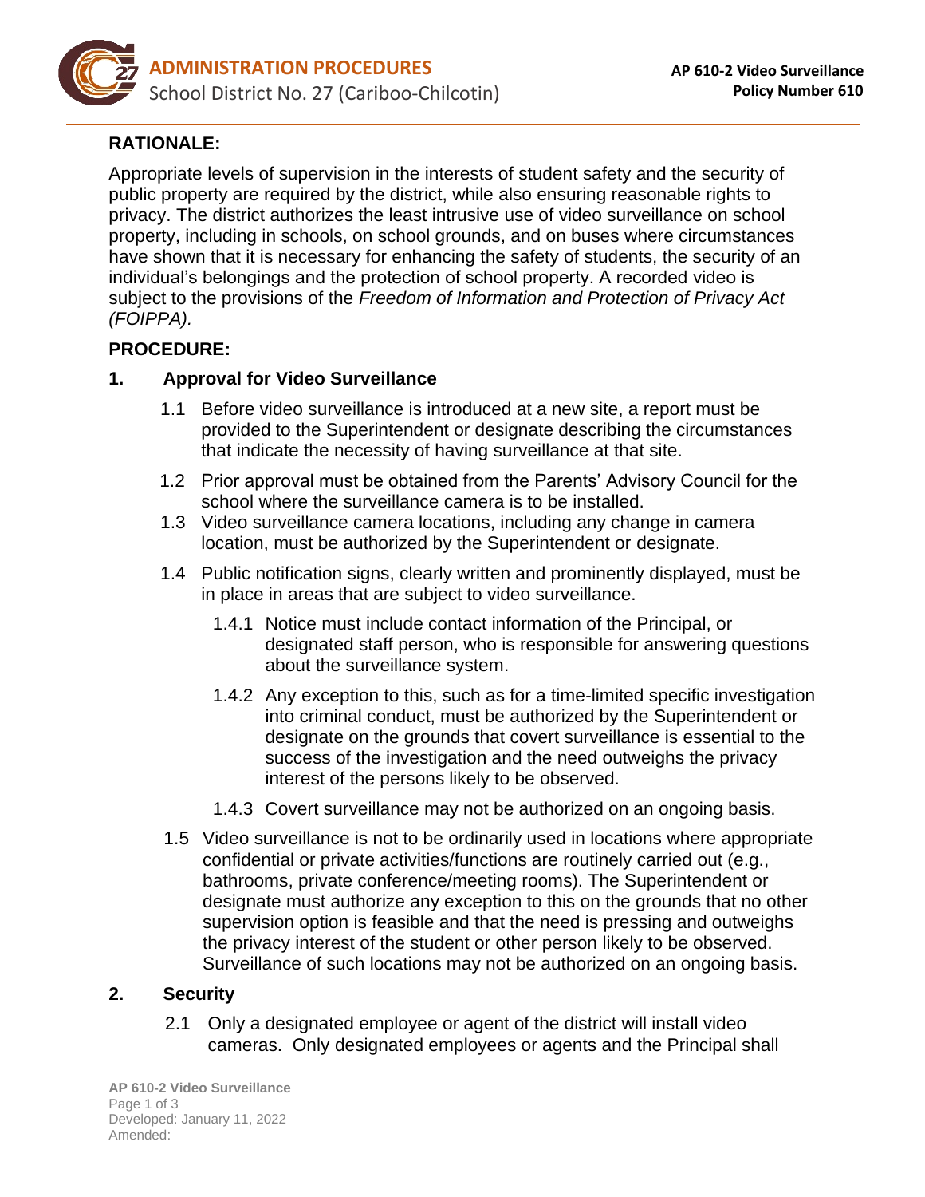## RATIONALE:

Appropriate levels of supervision in the interests of student safety and the security of public property are required by the district, while also ensuring reasonable rights to privacy. The district authorizes the least intrusive use of video surveillance on school property, including in schools, on school grounds, and on buses where circumstances have shown that it is necessary for enhancing the safety of students, the security of an individual's belongings and the protection of school property. A recorded video is subject to the provisions of the *Freedom of Information and Protection of Privacy Act (FOIPPA).*

## PROCEDURE:

### 1. Approval for Video Surveillance

1.1 Before video surveillance is introduced at a new site, a report must be provided to the Superintendent or designate describing the circumstances that indicate the necessity of having surveillance at that site.

1.2 Prior approval must be obtained from the Parents' Advisory Council for the school where the surveillance camera is to be installed.

1.3 Video surveillance camera locations, including any change in camera location, must be authorized by the Superintendent or designate.

1.4 Public notification signs, clearly written and prominently displayed, must be in place in areas that are subject to video surveillance.

1.4.1 Notice must include contact information of the Principal, or designated staff person, who is responsible for answering questions about the surveillance system.

1.4.2 Any exception to this, such as for a time-limited specific investigation into criminal conduct, must be authorized by the Superintendent or designate on the grounds that covert surveillance is essential to the success of the investigation and the need outweighs the privacy interest of the persons likely to be observed.

1.4.3 Covert surveillance may not be authorized on an ongoing basis.

1.5 Video surveillance is not to be ordinarily used in locations where appropriate confidential or private activities/functions are routinely carried out (e.g., bathrooms, private conference/meeting rooms). The Superintendent or designate must authorize any exception to this on the grounds that no other supervision option is feasible and that the need is pressing and outweighs the privacy interest of the student or other person likely to be observed. Surveillance of such locations may not be authorized on an ongoing basis.

### 2. Security

2.1 Only a designated employee or agent of the district will install video cameras. Only designated employees or agents and the Principal shall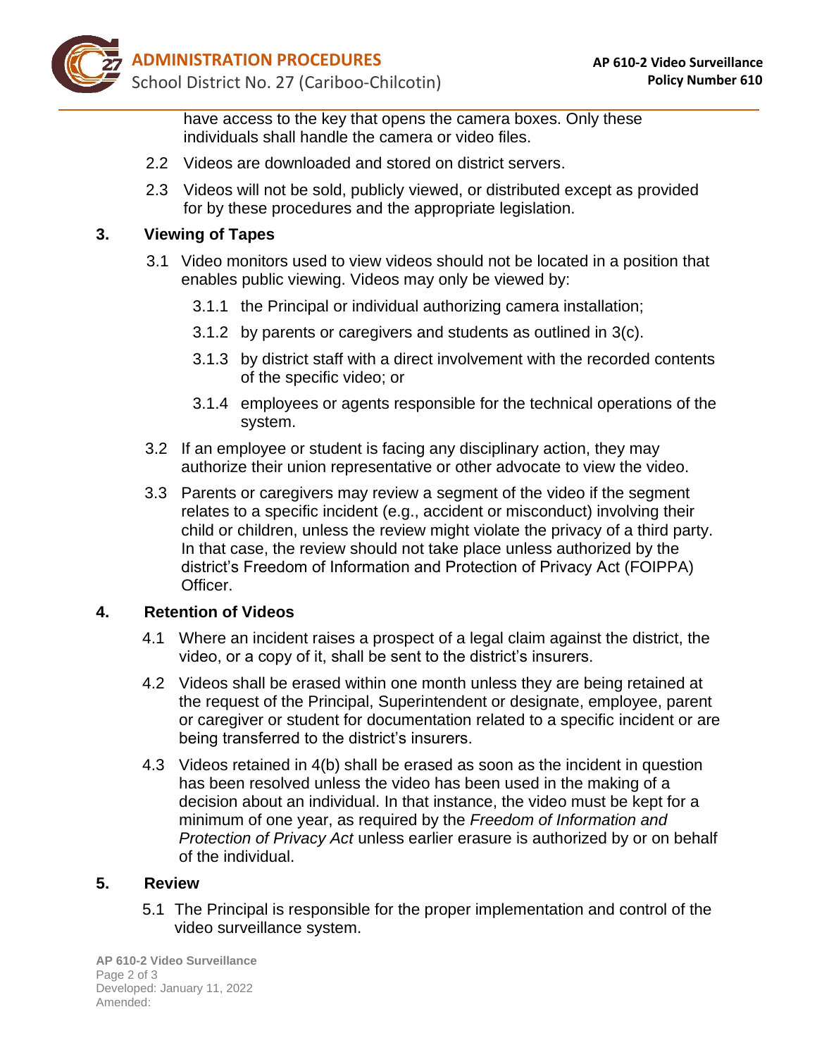have access to the key that opens the camera boxes. Only these individuals shall handle the camera or video files.

2.2 Videos are downloaded and stored on district servers.

2.3 Videos will not be sold, publicly viewed, or distributed except as provided for by these procedures and the appropriate legislation.

## 3. Viewing of Tapes

3.1 Video monitors used to view videos should not be located in a position that enables public viewing. Videos may only be viewed by:

3.1.1 the Principal or individual authorizing camera installation;

3.1.2 by parents or caregivers and students as outlined in 3(c).

3.1.3 by district staff with a direct involvement with the recorded contents of the specific video; or

3.1.4 employees or agents responsible for the technical operations of the system.

3.2 If an employee or student is facing any disciplinary action, they may authorize their union representative or other advocate to view the video.

3.3 Parents or caregivers may review a segment of the video if the segment relates to a specific incident (e.g., accident or misconduct) involving their child or children, unless the review might violate the privacy of a third party. In that case, the review should not take place unless authorized by the district's Freedom of Information and Protection of Privacy Act (FOIPPA) Officer.

## 4. Retention of Videos

4.1 Where an incident raises a prospect of a legal claim against the district, the video, or a copy of it, shall be sent to the district's insurers.

4.2 Videos shall be erased within one month unless they are being retained at the request of the Principal, Superintendent or designate, employee, parent or caregiver or student for documentation related to a specific incident or are being transferred to the district's insurers.

4.3 Videos retained in 4(b) shall be erased as soon as the incident in question has been resolved unless the video has been used in the making of a decision about an individual. In that instance, the video must be kept for a minimum of one year, as required by the *Freedom of Information and Protection of Privacy Act* unless earlier erasure is authorized by or on behalf of the individual.

## 5. Review

5.1 The Principal is responsible for the proper implementation and control of the video surveillance system.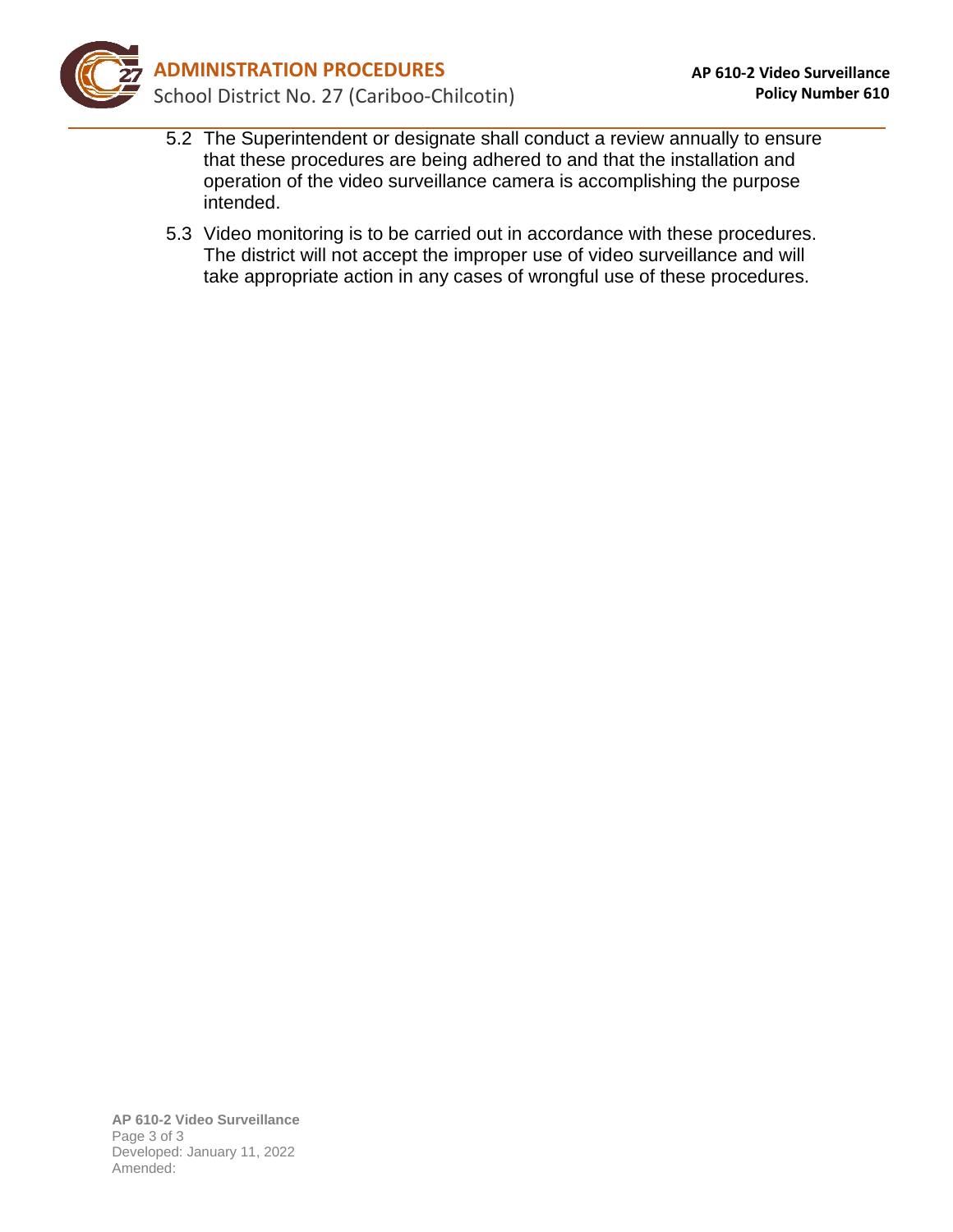5.2 The Superintendent or designate shall conduct a review annually to ensure that these procedures are being adhered to and that the installation and operation of the video surveillance camera is accomplishing the purpose intended.

5.3 Video monitoring is to be carried out in accordance with these procedures. The district will not accept the improper use of video surveillance and will take appropriate action in any cases of wrongful use of these procedures.

**AP 610-2 Video Surveillance**
Developed: January 11, 2022
Amended: